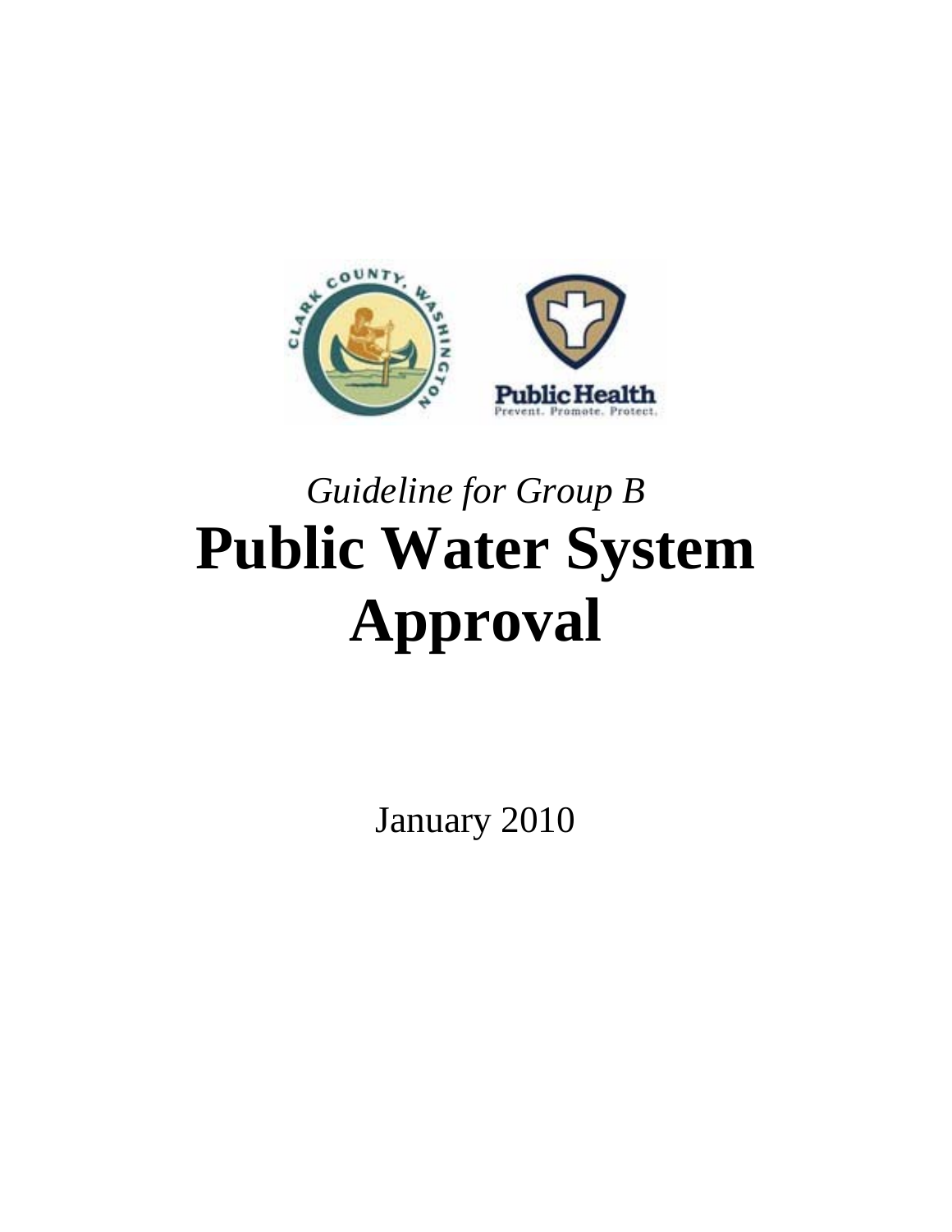*Guideline for Group B*

# Public Water System Approval

January 2010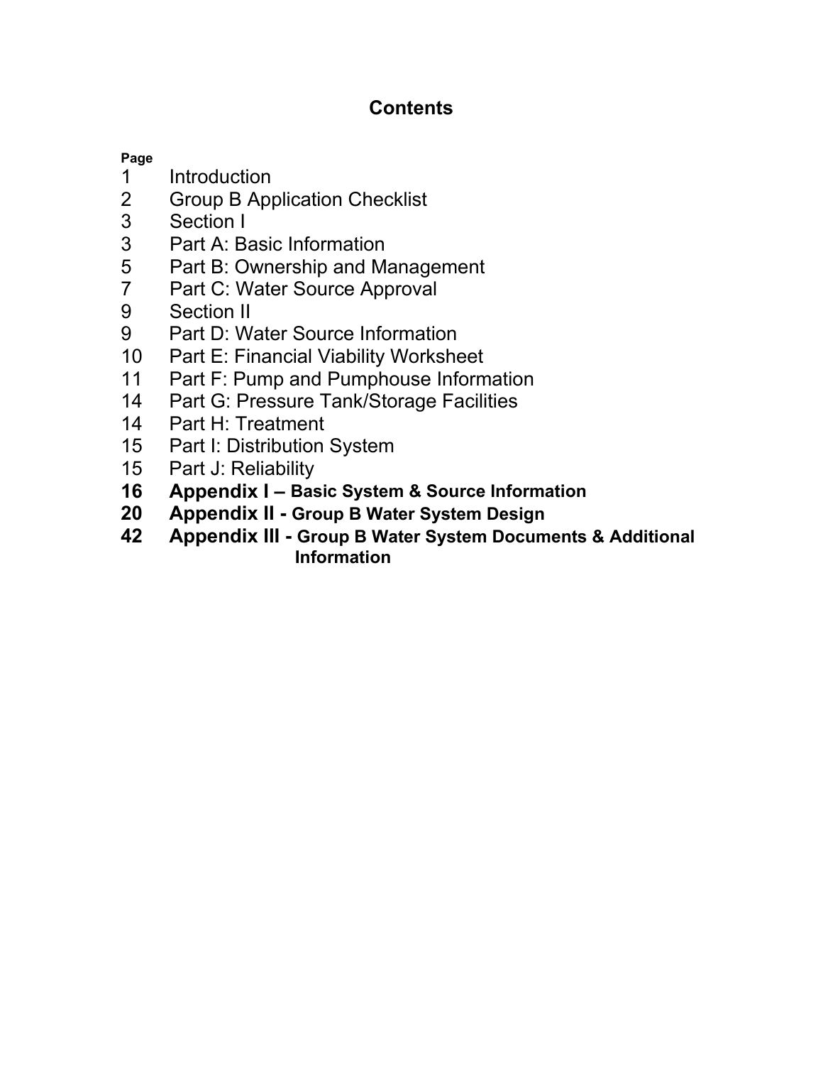# Contents

| Page | |
|---|---|
| 1 | Introduction |
| 2 | Group B Application Checklist |
| 3 | Section I |
| 3 | Part A: Basic Information |
| 5 | Part B: Ownership and Management |
| 7 | Part C: Water Source Approval |
| 9 | Section II |
| 9 | Part D: Water Source Information |
| 10 | Part E: Financial Viability Worksheet |
| 11 | Part F: Pump and Pumphouse Information |
| 14 | Part G: Pressure Tank/Storage Facilities |
| 14 | Part H: Treatment |
| 15 | Part I: Distribution System |
| 15 | Part J: Reliability |
| **16** | **Appendix I – Basic System & Source Information** |
| **20** | **Appendix II - Group B Water System Design** |
| **42** | **Appendix III - Group B Water System Documents & Additional Information** |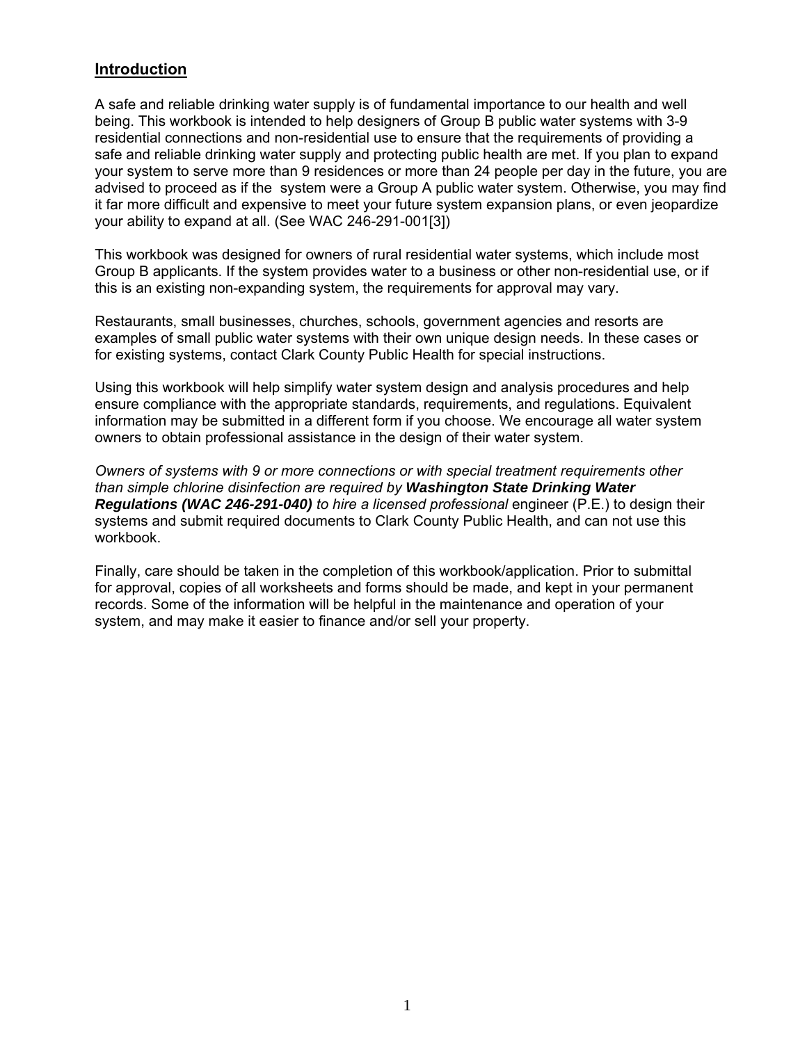## Introduction

A safe and reliable drinking water supply is of fundamental importance to our health and well being. This workbook is intended to help designers of Group B public water systems with 3-9 residential connections and non-residential use to ensure that the requirements of providing a safe and reliable drinking water supply and protecting public health are met. If you plan to expand your system to serve more than 9 residences or more than 24 people per day in the future, you are advised to proceed as if the system were a Group A public water system. Otherwise, you may find it far more difficult and expensive to meet your future system expansion plans, or even jeopardize your ability to expand at all. (See WAC 246-291-001[3])

This workbook was designed for owners of rural residential water systems, which include most Group B applicants. If the system provides water to a business or other non-residential use, or if this is an existing non-expanding system, the requirements for approval may vary.

Restaurants, small businesses, churches, schools, government agencies and resorts are examples of small public water systems with their own unique design needs. In these cases or for existing systems, contact Clark County Public Health for special instructions.

Using this workbook will help simplify water system design and analysis procedures and help ensure compliance with the appropriate standards, requirements, and regulations. Equivalent information may be submitted in a different form if you choose. We encourage all water system owners to obtain professional assistance in the design of their water system.

*Owners of systems with 9 or more connections or with special treatment requirements other than simple chlorine disinfection are required by* ***Washington State Drinking Water Regulations (WAC 246-291-040)*** *to hire a licensed professional* engineer (P.E.) to design their systems and submit required documents to Clark County Public Health, and can not use this workbook.

Finally, care should be taken in the completion of this workbook/application. Prior to submittal for approval, copies of all worksheets and forms should be made, and kept in your permanent records. Some of the information will be helpful in the maintenance and operation of your system, and may make it easier to finance and/or sell your property.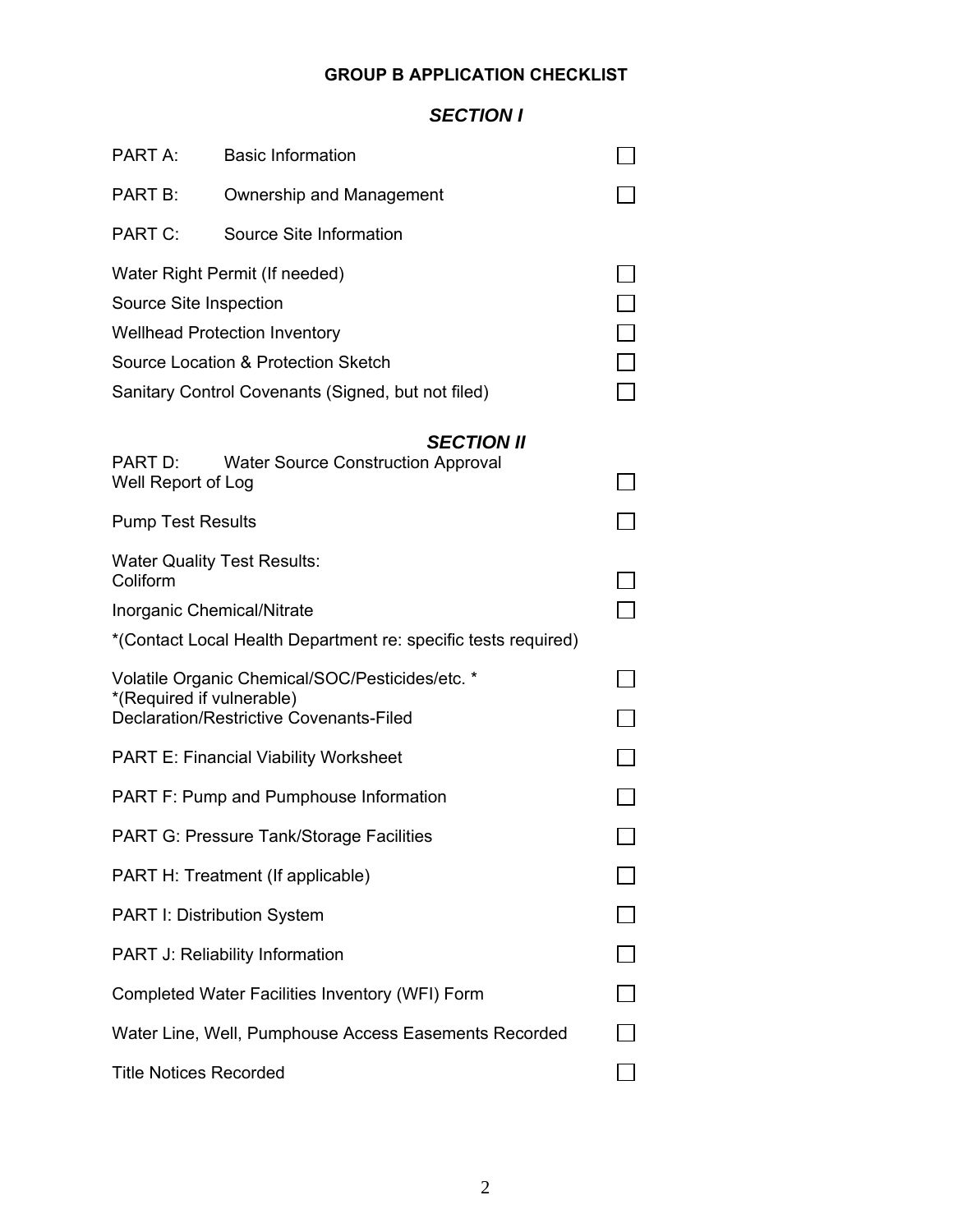# GROUP B APPLICATION CHECKLIST

## *SECTION I*

- PART A: Basic Information ☐
- PART B: Ownership and Management ☐
- PART C: Source Site Information
  - Water Right Permit (If needed) ☐
  - Source Site Inspection ☐
  - Wellhead Protection Inventory ☐
  - Source Location & Protection Sketch ☐
  - Sanitary Control Covenants (Signed, but not filed) ☐

## *SECTION II*

- PART D: Water Source Construction Approval
  - Well Report of Log ☐
  - Pump Test Results ☐
  - Water Quality Test Results:
    - Coliform ☐
    - Inorganic Chemical/Nitrate ☐
    - *(Contact Local Health Department re: specific tests required)
    - Volatile Organic Chemical/SOC/Pesticides/etc. * ☐
    - *(Required if vulnerable)
  - Declaration/Restrictive Covenants-Filed ☐
- PART E: Financial Viability Worksheet ☐
- PART F: Pump and Pumphouse Information ☐
- PART G: Pressure Tank/Storage Facilities ☐
- PART H: Treatment (If applicable) ☐
- PART I: Distribution System ☐
- PART J: Reliability Information ☐
- Completed Water Facilities Inventory (WFI) Form ☐
- Water Line, Well, Pumphouse Access Easements Recorded ☐
- Title Notices Recorded ☐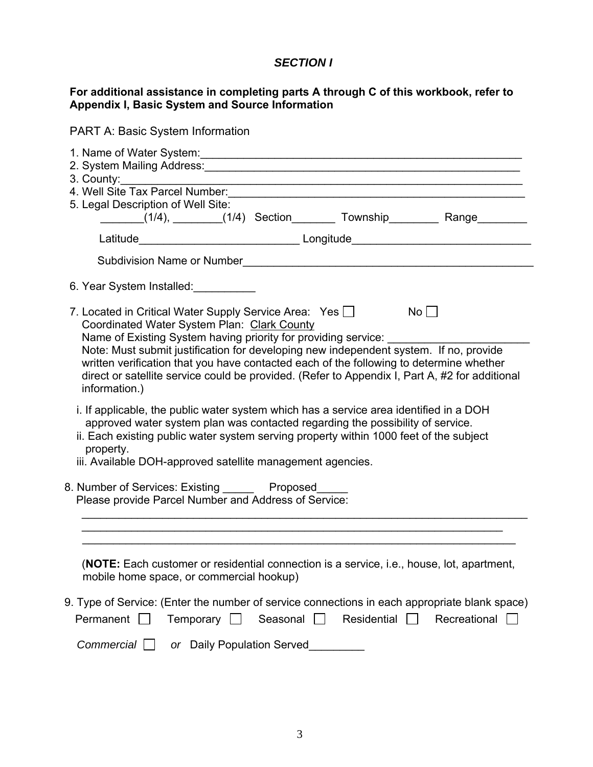## *SECTION I*

**For additional assistance in completing parts A through C of this workbook, refer to Appendix I, Basic System and Source Information**

PART A: Basic System Information

1. Name of Water System:\_\_\_\_\_\_\_\_\_\_\_\_\_\_\_\_\_\_\_\_\_\_\_\_\_\_\_\_\_\_\_\_\_\_\_\_\_\_\_\_\_\_\_\_\_\_\_\_\_\_
2. System Mailing Address:\_\_\_\_\_\_\_\_\_\_\_\_\_\_\_\_\_\_\_\_\_\_\_\_\_\_\_\_\_\_\_\_\_\_\_\_\_\_\_\_\_\_\_\_\_\_\_\_
3. County:\_\_\_\_\_\_\_\_\_\_\_\_\_\_\_\_\_\_\_\_\_\_\_\_\_\_\_\_\_\_\_\_\_\_\_\_\_\_\_\_\_\_\_\_\_\_\_\_\_\_\_\_\_\_\_\_\_\_\_\_
4. Well Site Tax Parcel Number:\_\_\_\_\_\_\_\_\_\_\_\_\_\_\_\_\_\_\_\_\_\_\_\_\_\_\_\_\_\_\_\_\_\_\_\_\_\_\_\_\_\_\_\_
5. Legal Description of Well Site:

   \_\_\_\_\_\_\_(1/4), \_\_\_\_\_\_\_\_(1/4) Section\_\_\_\_\_\_\_ Township\_\_\_\_\_\_\_\_ Range\_\_\_\_\_\_\_\_

   Latitude\_\_\_\_\_\_\_\_\_\_\_\_\_\_\_\_\_\_\_\_\_\_\_\_\_ Longitude\_\_\_\_\_\_\_\_\_\_\_\_\_\_\_\_\_\_\_\_\_\_\_\_\_\_\_\_

   Subdivision Name or Number\_\_\_\_\_\_\_\_\_\_\_\_\_\_\_\_\_\_\_\_\_\_\_\_\_\_\_\_\_\_\_\_\_\_\_\_\_\_\_\_\_\_\_\_\_\_
6. Year System Installed:\_\_\_\_\_\_\_\_\_\_
7. Located in Critical Water Supply Service Area: Yes ☐ No ☐

   Coordinated Water System Plan: <u>Clark County</u>

   Name of Existing System having priority for providing service: \_\_\_\_\_\_\_\_\_\_\_\_\_\_\_\_\_\_\_\_\_\_

   Note: Must submit justification for developing new independent system. If no, provide written verification that you have contacted each of the following to determine whether direct or satellite service could be provided. (Refer to Appendix I, Part A, #2 for additional information.)

   i. If applicable, the public water system which has a service area identified in a DOH approved water system plan was contacted regarding the possibility of service.

   ii. Each existing public water system serving property within 1000 feet of the subject property.

   iii. Available DOH-approved satellite management agencies.
8. Number of Services: Existing \_\_\_\_\_ Proposed\_\_\_\_\_

   Please provide Parcel Number and Address of Service:

   \_\_\_\_\_\_\_\_\_\_\_\_\_\_\_\_\_\_\_\_\_\_\_\_\_\_\_\_\_\_\_\_\_\_\_\_\_\_\_\_\_\_\_\_\_\_\_\_\_\_\_\_\_\_\_\_\_\_\_\_\_\_\_\_\_\_\_\_\_\_\_\_

   \_\_\_\_\_\_\_\_\_\_\_\_\_\_\_\_\_\_\_\_\_\_\_\_\_\_\_\_\_\_\_\_\_\_\_\_\_\_\_\_\_\_\_\_\_\_\_\_\_\_\_\_\_\_\_\_\_\_\_\_\_\_\_\_\_\_\_\_

   \_\_\_\_\_\_\_\_\_\_\_\_\_\_\_\_\_\_\_\_\_\_\_\_\_\_\_\_\_\_\_\_\_\_\_\_\_\_\_\_\_\_\_\_\_\_\_\_\_\_\_\_\_\_\_\_\_\_\_\_\_\_\_\_\_\_\_\_\_

   (**NOTE:** Each customer or residential connection is a service, i.e., house, lot, apartment, mobile home space, or commercial hookup)
9. Type of Service: (Enter the number of service connections in each appropriate blank space)

   Permanent ☐ Temporary ☐ Seasonal ☐ Residential ☐ Recreational ☐

   *Commercial* ☐ *or* Daily Population Served\_\_\_\_\_\_\_\_\_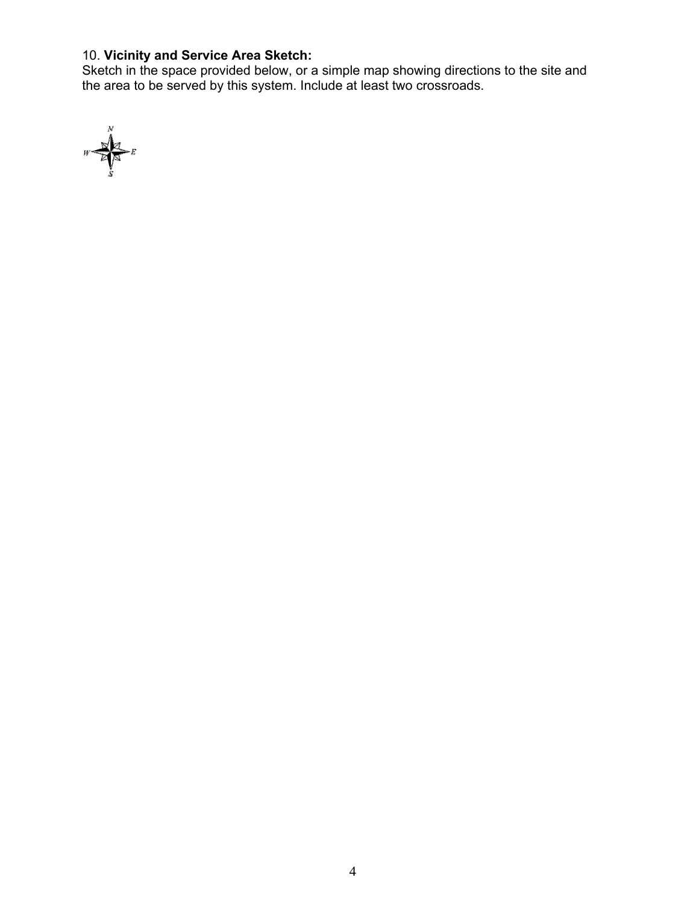10. **Vicinity and Service Area Sketch:**
Sketch in the space provided below, or a simple map showing directions to the site and the area to be served by this system. Include at least two crossroads.

N
W E
S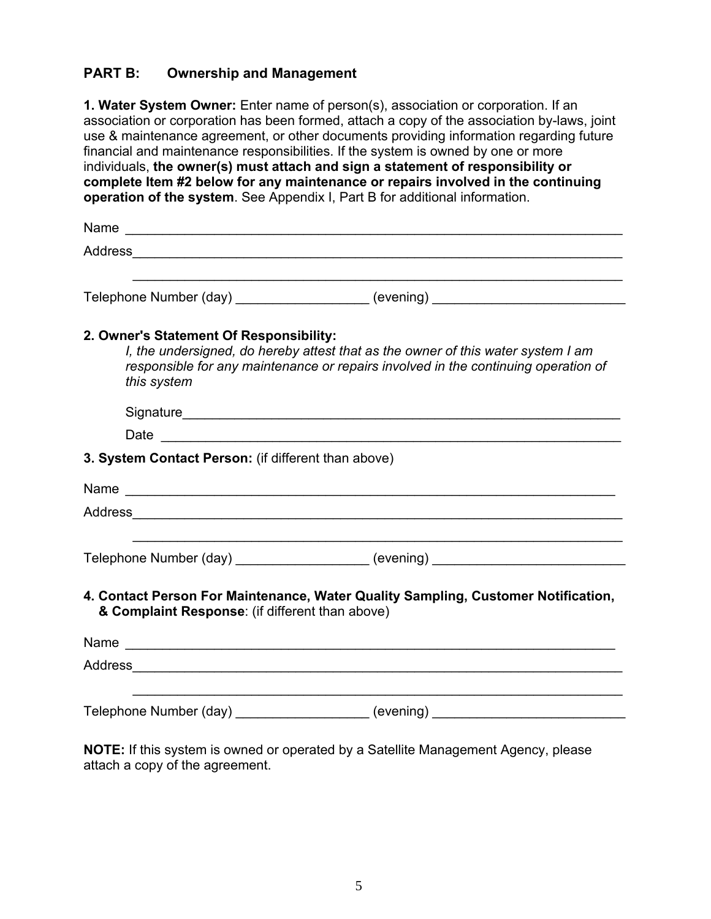## PART B: Ownership and Management

**1. Water System Owner:** Enter name of person(s), association or corporation. If an association or corporation has been formed, attach a copy of the association by-laws, joint use & maintenance agreement, or other documents providing information regarding future financial and maintenance responsibilities. If the system is owned by one or more individuals, **the owner(s) must attach and sign a statement of responsibility or complete Item #2 below for any maintenance or repairs involved in the continuing operation of the system**. See Appendix I, Part B for additional information.

Name ___________________________________________________________________

Address_________________________________________________________________

_______________________________________________________________________

Telephone Number (day) _________________ (evening) _________________________

**2. Owner's Statement Of Responsibility:**

*I, the undersigned, do hereby attest that as the owner of this water system I am responsible for any maintenance or repairs involved in the continuing operation of this system*

Signature_______________________________________________________________

Date __________________________________________________________________

**3. System Contact Person:** (if different than above)

Name ___________________________________________________________________

Address_________________________________________________________________

_______________________________________________________________________

Telephone Number (day) _________________ (evening) _________________________

**4. Contact Person For Maintenance, Water Quality Sampling, Customer Notification, & Complaint Response**: (if different than above)

Name ___________________________________________________________________

Address_________________________________________________________________

_______________________________________________________________________

Telephone Number (day) _________________ (evening) _________________________

**NOTE:** If this system is owned or operated by a Satellite Management Agency, please attach a copy of the agreement.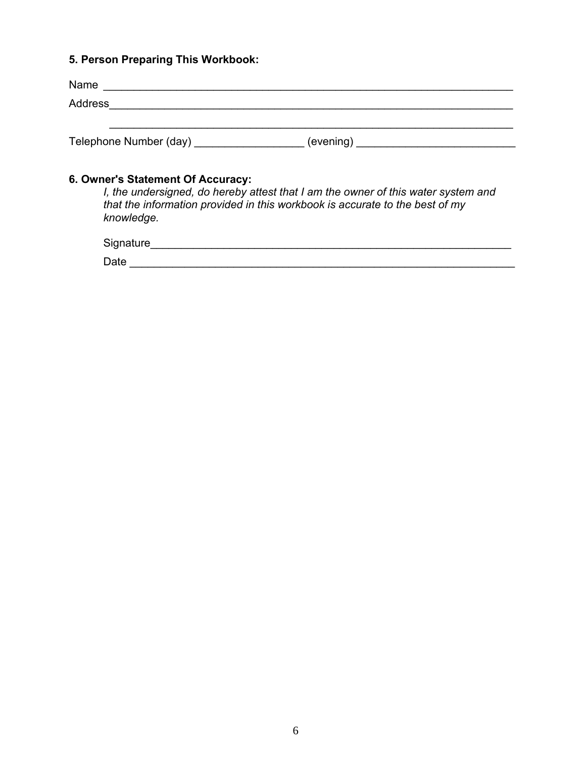**5. Person Preparing This Workbook:**

Name ____________________________________________________________________

Address__________________________________________________________________

____________________________________________________________________

Telephone Number (day) __________________ (evening) __________________________

**6. Owner's Statement Of Accuracy:**

*I, the undersigned, do hereby attest that I am the owner of this water system and that the information provided in this workbook is accurate to the best of my knowledge.*

Signature______________________________________________________________

Date _________________________________________________________________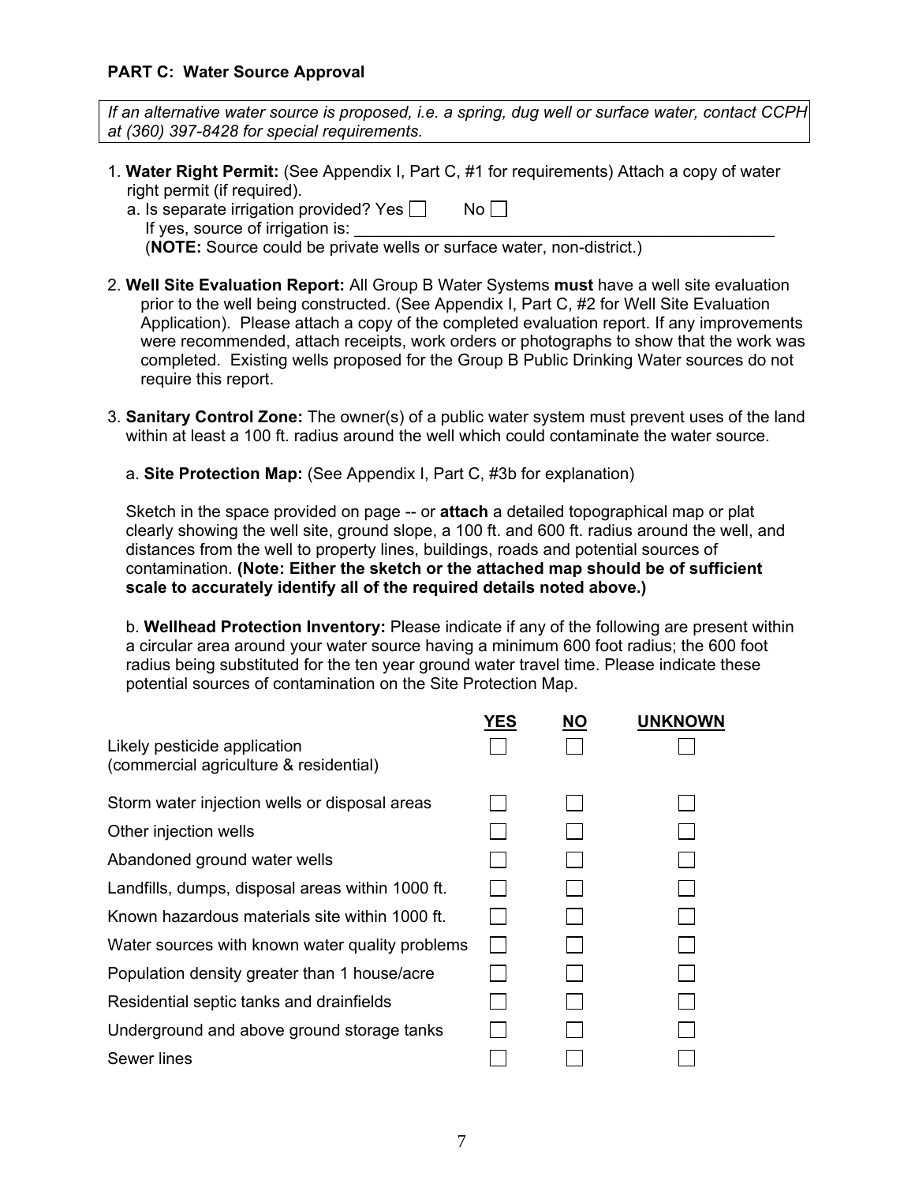## PART C: Water Source Approval

> *If an alternative water source is proposed, i.e. a spring, dug well or surface water, contact CCPH at (360) 397-8428 for special requirements.*

1. **Water Right Permit:** (See Appendix I, Part C, #1 for requirements) Attach a copy of water right permit (if required).
   a. Is separate irrigation provided? Yes ☐ No ☐
   If yes, source of irrigation is: ____________________________________________
   (**NOTE:** Source could be private wells or surface water, non-district.)

2. **Well Site Evaluation Report:** All Group B Water Systems **must** have a well site evaluation prior to the well being constructed. (See Appendix I, Part C, #2 for Well Site Evaluation Application). Please attach a copy of the completed evaluation report. If any improvements were recommended, attach receipts, work orders or photographs to show that the work was completed. Existing wells proposed for the Group B Public Drinking Water sources do not require this report.

3. **Sanitary Control Zone:** The owner(s) of a public water system must prevent uses of the land within at least a 100 ft. radius around the well which could contaminate the water source.

   a. **Site Protection Map:** (See Appendix I, Part C, #3b for explanation)

   Sketch in the space provided on page -- or **attach** a detailed topographical map or plat clearly showing the well site, ground slope, a 100 ft. and 600 ft. radius around the well, and distances from the well to property lines, buildings, roads and potential sources of contamination. **(Note: Either the sketch or the attached map should be of sufficient scale to accurately identify all of the required details noted above.)**

   b. **Wellhead Protection Inventory:** Please indicate if any of the following are present within a circular area around your water source having a minimum 600 foot radius; the 600 foot radius being substituted for the ten year ground water travel time. Please indicate these potential sources of contamination on the Site Protection Map.

| | YES | NO | UNKNOWN |
|---|---|---|---|
| Likely pesticide application (commercial agriculture & residential) | ☐ | ☐ | ☐ |
| Storm water injection wells or disposal areas | ☐ | ☐ | ☐ |
| Other injection wells | ☐ | ☐ | ☐ |
| Abandoned ground water wells | ☐ | ☐ | ☐ |
| Landfills, dumps, disposal areas within 1000 ft. | ☐ | ☐ | ☐ |
| Known hazardous materials site within 1000 ft. | ☐ | ☐ | ☐ |
| Water sources with known water quality problems | ☐ | ☐ | ☐ |
| Population density greater than 1 house/acre | ☐ | ☐ | ☐ |
| Residential septic tanks and drainfields | ☐ | ☐ | ☐ |
| Underground and above ground storage tanks | ☐ | ☐ | ☐ |
| Sewer lines | ☐ | ☐ | ☐ |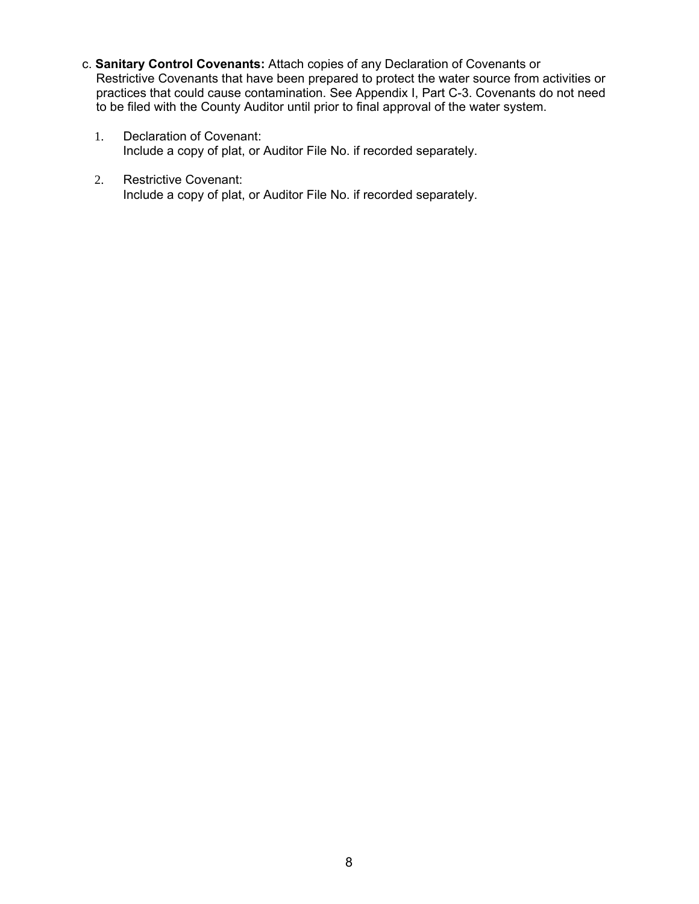c. **Sanitary Control Covenants:** Attach copies of any Declaration of Covenants or Restrictive Covenants that have been prepared to protect the water source from activities or practices that could cause contamination. See Appendix I, Part C-3. Covenants do not need to be filed with the County Auditor until prior to final approval of the water system.

1. Declaration of Covenant:
   Include a copy of plat, or Auditor File No. if recorded separately.

2. Restrictive Covenant:
   Include a copy of plat, or Auditor File No. if recorded separately.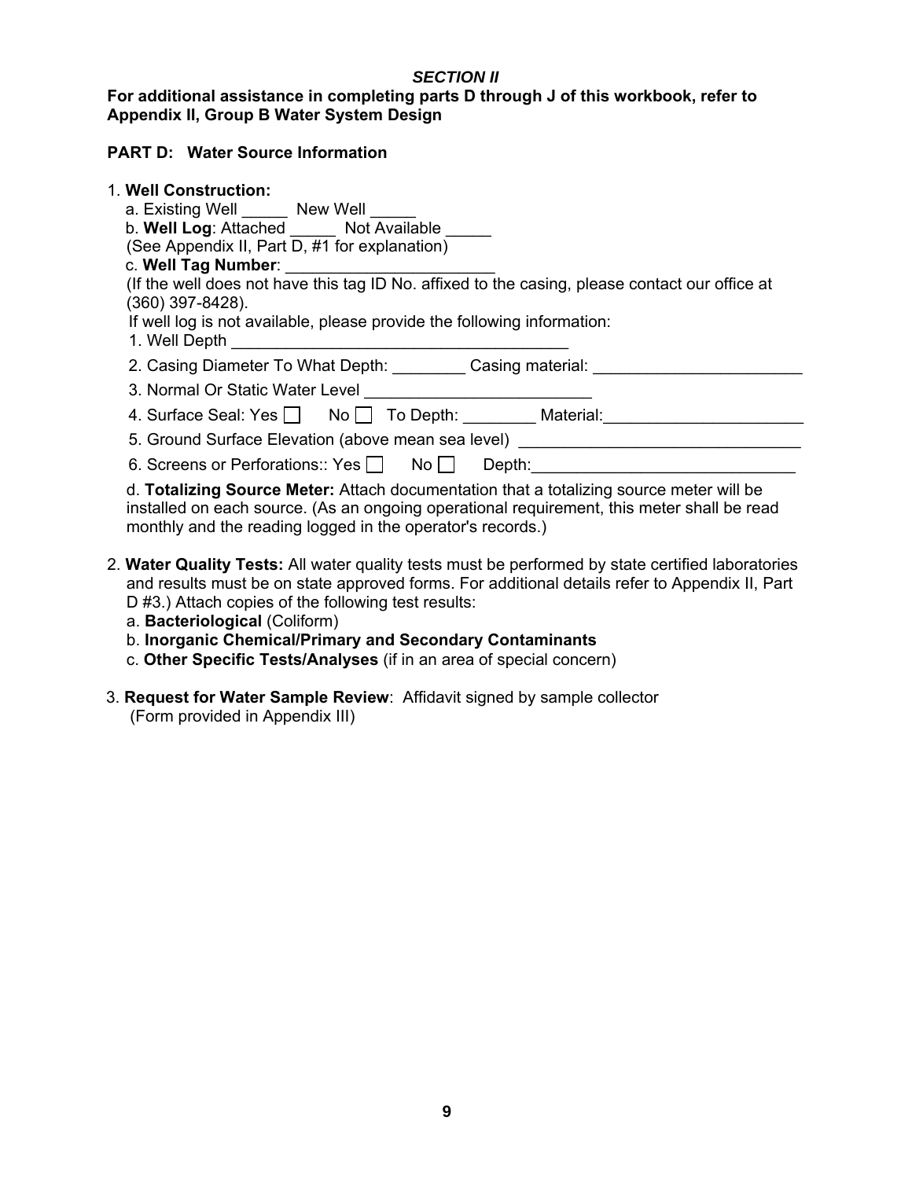*SECTION II*

**For additional assistance in completing parts D through J of this workbook, refer to Appendix II, Group B Water System Design**

**PART D: Water Source Information**

1. **Well Construction:**
   - a. Existing Well _____ New Well _____
   - b. **Well Log**: Attached _____ Not Available _____
     (See Appendix II, Part D, #1 for explanation)
   - c. **Well Tag Number**: _______________________
     (If the well does not have this tag ID No. affixed to the casing, please contact our office at (360) 397-8428).

     If well log is not available, please provide the following information:
     1. Well Depth _____________________________________
     2. Casing Diameter To What Depth: ________ Casing material: _______________________
     3. Normal Or Static Water Level _________________________
     4. Surface Seal: Yes ☐ No ☐ To Depth: ________ Material:_____________________
     5. Ground Surface Elevation (above mean sea level) ______________________________
     6. Screens or Perforations:: Yes ☐ No ☐ Depth:_____________________________
   - d. **Totalizing Source Meter:** Attach documentation that a totalizing source meter will be installed on each source. (As an ongoing operational requirement, this meter shall be read monthly and the reading logged in the operator's records.)

2. **Water Quality Tests:** All water quality tests must be performed by state certified laboratories and results must be on state approved forms. For additional details refer to Appendix II, Part D #3.) Attach copies of the following test results:
   - a. **Bacteriological** (Coliform)
   - b. **Inorganic Chemical/Primary and Secondary Contaminants**
   - c. **Other Specific Tests/Analyses** (if in an area of special concern)

3. **Request for Water Sample Review**: Affidavit signed by sample collector (Form provided in Appendix III)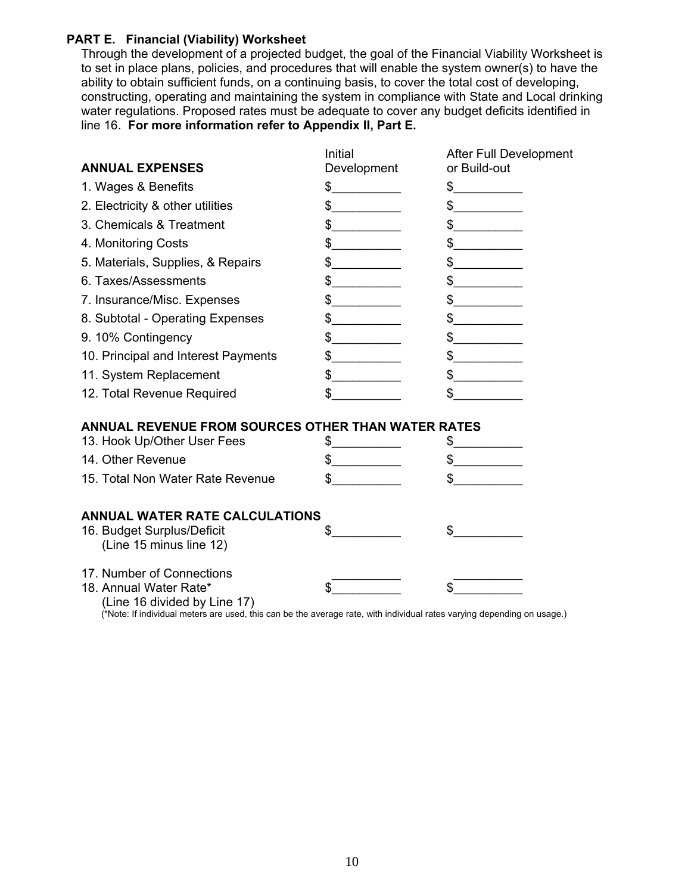### PART E. Financial (Viability) Worksheet

Through the development of a projected budget, the goal of the Financial Viability Worksheet is to set in place plans, policies, and procedures that will enable the system owner(s) to have the ability to obtain sufficient funds, on a continuing basis, to cover the total cost of developing, constructing, operating and maintaining the system in compliance with State and Local drinking water regulations. Proposed rates must be adequate to cover any budget deficits identified in line 16. **For more information refer to Appendix II, Part E.**

| **ANNUAL EXPENSES** | Initial Development | After Full Development or Build-out |
|---|---|---|
| 1. Wages & Benefits | $__________ | $__________ |
| 2. Electricity & other utilities | $__________ | $__________ |
| 3. Chemicals & Treatment | $__________ | $__________ |
| 4. Monitoring Costs | $__________ | $__________ |
| 5. Materials, Supplies, & Repairs | $__________ | $__________ |
| 6. Taxes/Assessments | $__________ | $__________ |
| 7. Insurance/Misc. Expenses | $__________ | $__________ |
| 8. Subtotal - Operating Expenses | $__________ | $__________ |
| 9. 10% Contingency | $__________ | $__________ |
| 10. Principal and Interest Payments | $__________ | $__________ |
| 11. System Replacement | $__________ | $__________ |
| 12. Total Revenue Required | $__________ | $__________ |
| **ANNUAL REVENUE FROM SOURCES OTHER THAN WATER RATES** | | |
| 13. Hook Up/Other User Fees | $__________ | $__________ |
| 14. Other Revenue | $__________ | $__________ |
| 15. Total Non Water Rate Revenue | $__________ | $__________ |
| **ANNUAL WATER RATE CALCULATIONS** | | |
| 16. Budget Surplus/Deficit (Line 15 minus line 12) | $__________ | $__________ |
| 17. Number of Connections | __________ | __________ |
| 18. Annual Water Rate* (Line 16 divided by Line 17) | $__________ | $__________ |

(*Note: If individual meters are used, this can be the average rate, with individual rates varying depending on usage.)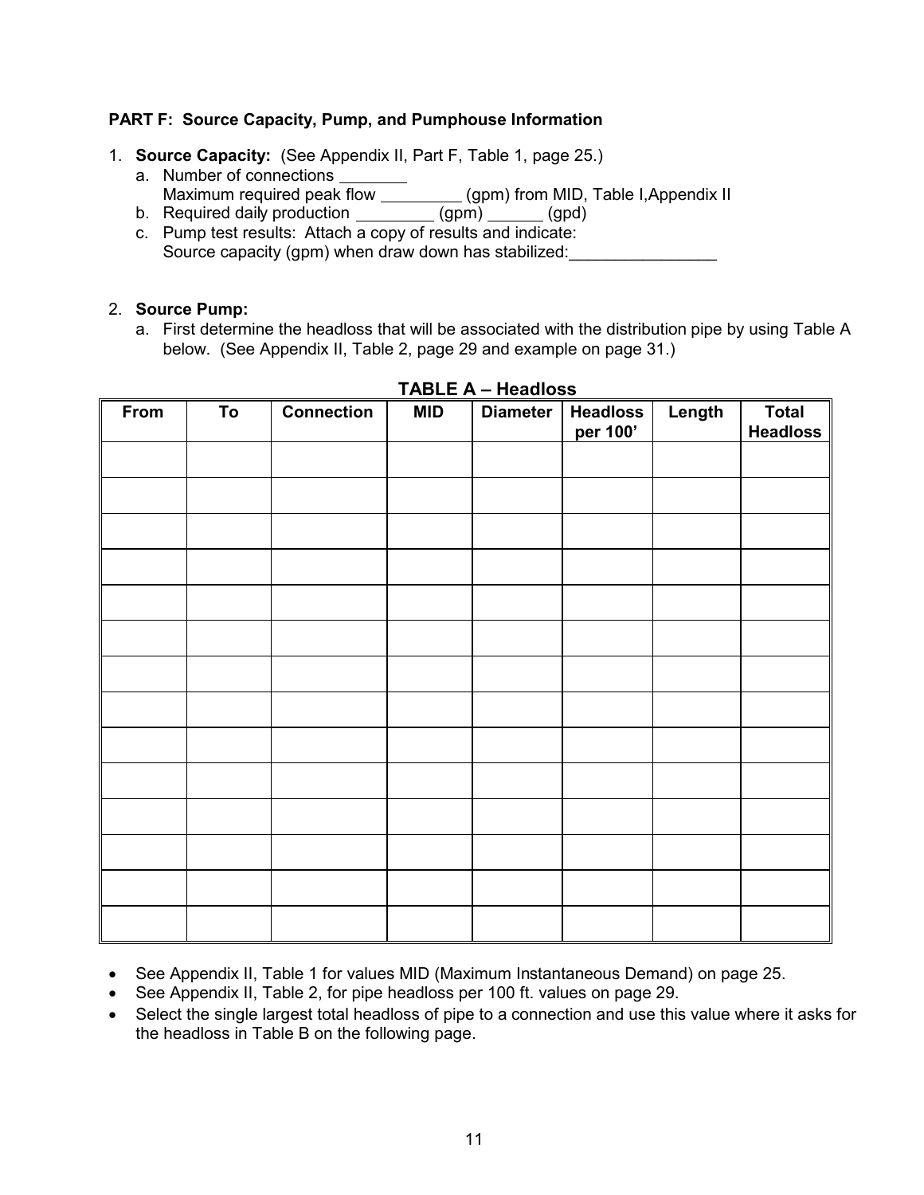**PART F: Source Capacity, Pump, and Pumphouse Information**

1. **Source Capacity:** (See Appendix II, Part F, Table 1, page 25.)
   a. Number of connections _______
      Maximum required peak flow _________ (gpm) from MID, Table I,Appendix II
   b. Required daily production _________ (gpm) ______ (gpd)
   c. Pump test results: Attach a copy of results and indicate:
      Source capacity (gpm) when draw down has stabilized:________________

2. **Source Pump:**
   a. First determine the headloss that will be associated with the distribution pipe by using Table A below. (See Appendix II, Table 2, page 29 and example on page 31.)

**TABLE A – Headloss**

| From | To | Connection | MID | Diameter | Headloss per 100' | Length | Total Headloss |
|---|---|---|---|---|---|---|---|
| | | | | | | | |
| | | | | | | | |
| | | | | | | | |
| | | | | | | | |
| | | | | | | | |
| | | | | | | | |
| | | | | | | | |
| | | | | | | | |
| | | | | | | | |
| | | | | | | | |
| | | | | | | | |
| | | | | | | | |
| | | | | | | | |
| | | | | | | | |

- See Appendix II, Table 1 for values MID (Maximum Instantaneous Demand) on page 25.
- See Appendix II, Table 2, for pipe headloss per 100 ft. values on page 29.
- Select the single largest total headloss of pipe to a connection and use this value where it asks for the headloss in Table B on the following page.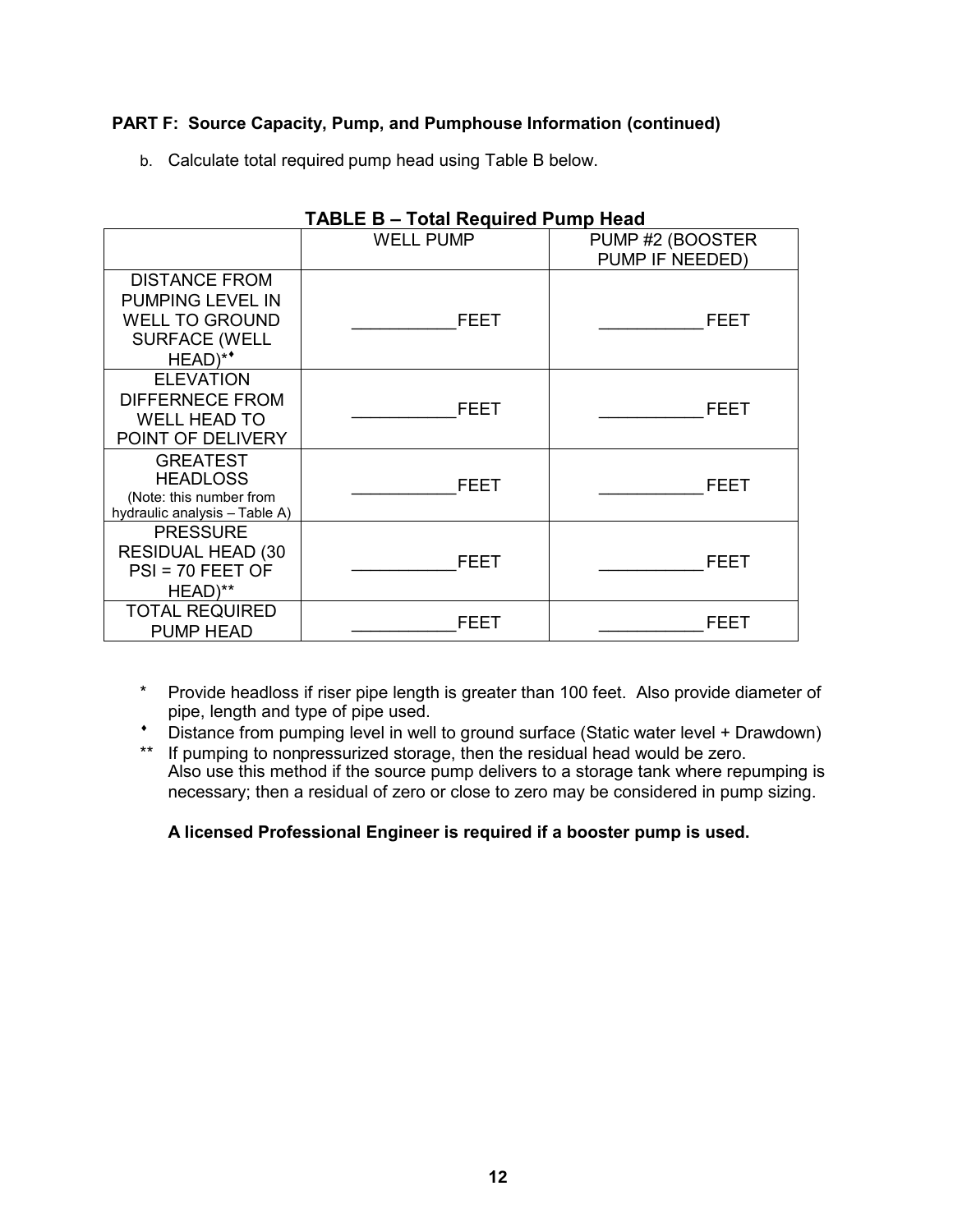**PART F: Source Capacity, Pump, and Pumphouse Information (continued)**

b. Calculate total required pump head using Table B below.

**TABLE B – Total Required Pump Head**

| | WELL PUMP | PUMP #2 (BOOSTER PUMP IF NEEDED) |
|---|---|---|
| DISTANCE FROM PUMPING LEVEL IN WELL TO GROUND SURFACE (WELL HEAD)*♦ | ___________FEET | ___________FEET |
| ELEVATION DIFFERNECE FROM WELL HEAD TO POINT OF DELIVERY | ___________FEET | ___________FEET |
| GREATEST HEADLOSS (Note: this number from hydraulic analysis – Table A) | ___________FEET | ___________FEET |
| PRESSURE RESIDUAL HEAD (30 PSI = 70 FEET OF HEAD)** | ___________FEET | ___________FEET |
| TOTAL REQUIRED PUMP HEAD | ___________FEET | ___________FEET |

\* Provide headloss if riser pipe length is greater than 100 feet. Also provide diameter of pipe, length and type of pipe used.

♦ Distance from pumping level in well to ground surface (Static water level + Drawdown)

\*\* If pumping to nonpressurized storage, then the residual head would be zero. Also use this method if the source pump delivers to a storage tank where repumping is necessary; then a residual of zero or close to zero may be considered in pump sizing.

**A licensed Professional Engineer is required if a booster pump is used.**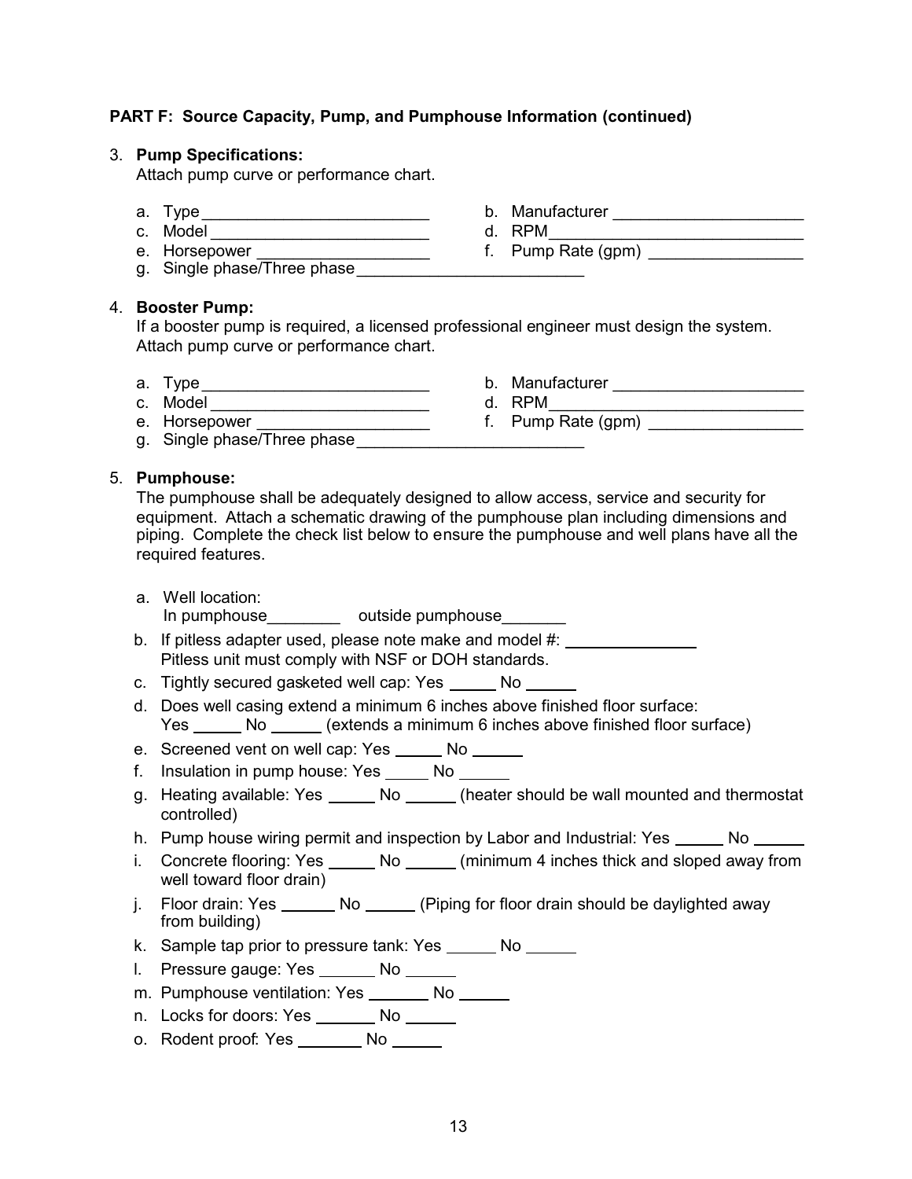**PART F: Source Capacity, Pump, and Pumphouse Information (continued)**

3. **Pump Specifications:**
   Attach pump curve or performance chart.

   a. Type _________________________
   b. Manufacturer _____________________
   c. Model ________________________
   d. RPM____________________________
   e. Horsepower ___________________
   f. Pump Rate (gpm) _________________
   g. Single phase/Three phase_________________________

4. **Booster Pump:**
   If a booster pump is required, a licensed professional engineer must design the system. Attach pump curve or performance chart.

   a. Type _________________________
   b. Manufacturer _____________________
   c. Model ________________________
   d. RPM____________________________
   e. Horsepower ___________________
   f. Pump Rate (gpm) _________________
   g. Single phase/Three phase_________________________

5. **Pumphouse:**
   The pumphouse shall be adequately designed to allow access, service and security for equipment. Attach a schematic drawing of the pumphouse plan including dimensions and piping. Complete the check list below to ensure the pumphouse and well plans have all the required features.

   a. Well location:
      In pumphouse________ outside pumphouse_______
   b. If pitless adapter used, please note make and model #: _______________
      Pitless unit must comply with NSF or DOH standards.
   c. Tightly secured gasketed well cap: Yes _____ No _____
   d. Does well casing extend a minimum 6 inches above finished floor surface:
      Yes _____ No _____ (extends a minimum 6 inches above finished floor surface)
   e. Screened vent on well cap: Yes _____ No _____
   f. Insulation in pump house: Yes _____ No _____
   g. Heating available: Yes _____ No _____ (heater should be wall mounted and thermostat controlled)
   h. Pump house wiring permit and inspection by Labor and Industrial: Yes _____ No _____
   i. Concrete flooring: Yes _____ No _____ (minimum 4 inches thick and sloped away from well toward floor drain)
   j. Floor drain: Yes ______ No _____ (Piping for floor drain should be daylighted away from building)
   k. Sample tap prior to pressure tank: Yes _____ No _____
   l. Pressure gauge: Yes ______ No _____
   m. Pumphouse ventilation: Yes _______ No _____
   n. Locks for doors: Yes _______ No _____
   o. Rodent proof: Yes _______ No _____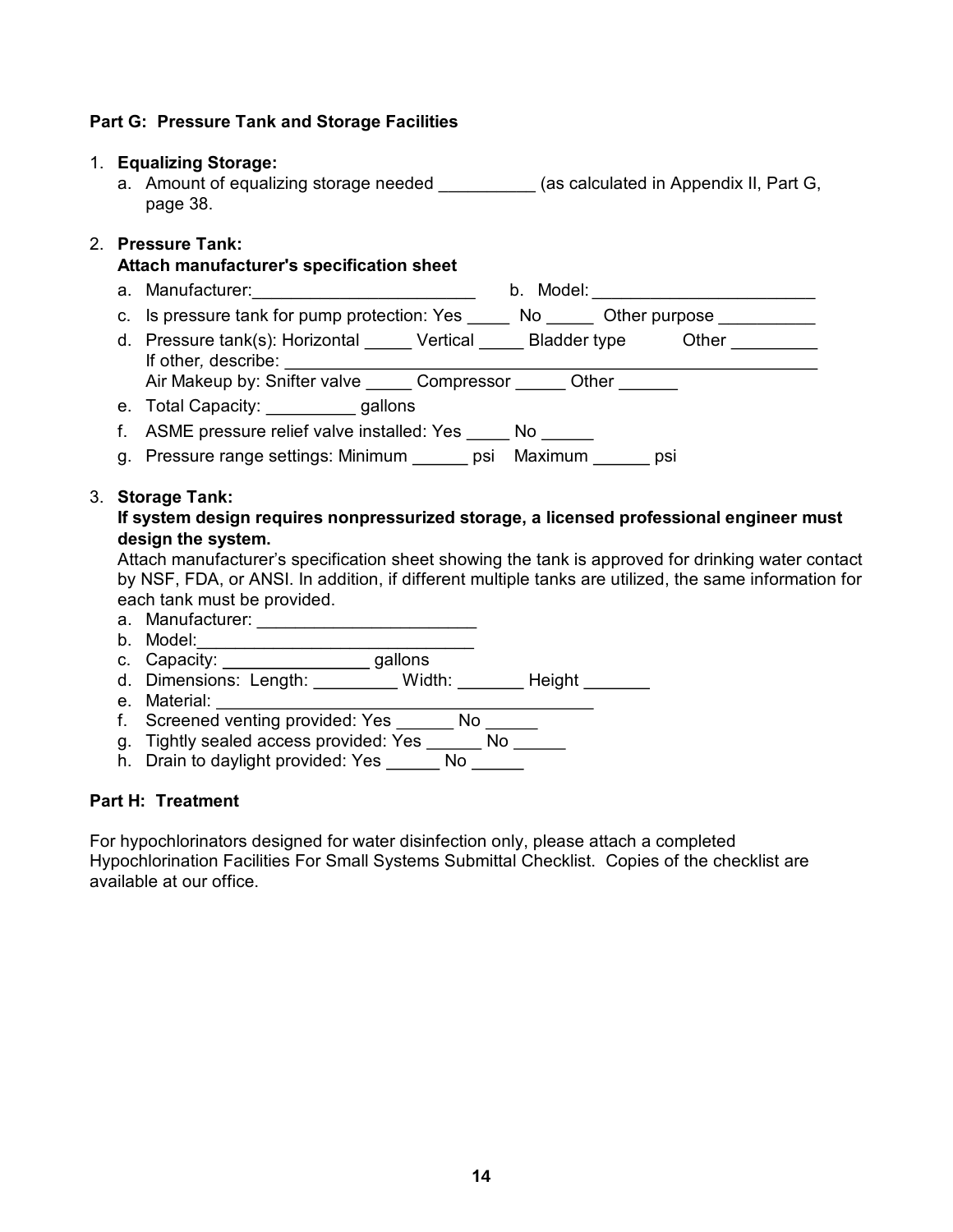**Part G: Pressure Tank and Storage Facilities**

1. **Equalizing Storage:**
   a. Amount of equalizing storage needed __________ (as calculated in Appendix II, Part G, page 38.

2. **Pressure Tank:**
   **Attach manufacturer's specification sheet**
   a. Manufacturer:________________________ b. Model: ________________________
   c. Is pressure tank for pump protection: Yes _____ No _____ Other purpose __________
   d. Pressure tank(s): Horizontal _____ Vertical _____ Bladder type Other _________
   If other, describe: ____________________________________________________________
   Air Makeup by: Snifter valve _____ Compressor _____ Other ______
   e. Total Capacity: _________ gallons
   f. ASME pressure relief valve installed: Yes _____ No _____
   g. Pressure range settings: Minimum ______ psi Maximum ______ psi

3. **Storage Tank:**
   **If system design requires nonpressurized storage, a licensed professional engineer must design the system.**
   Attach manufacturer's specification sheet showing the tank is approved for drinking water contact by NSF, FDA, or ANSI. In addition, if different multiple tanks are utilized, the same information for each tank must be provided.
   a. Manufacturer: _______________________
   b. Model:_____________________________
   c. Capacity: _______________ gallons
   d. Dimensions: Length: _________ Width: _______ Height _______
   e. Material: ________________________________________
   f. Screened venting provided: Yes ______ No ______
   g. Tightly sealed access provided: Yes ______ No ______
   h. Drain to daylight provided: Yes ______ No ______

**Part H: Treatment**

For hypochlorinators designed for water disinfection only, please attach a completed Hypochlorination Facilities For Small Systems Submittal Checklist. Copies of the checklist are available at our office.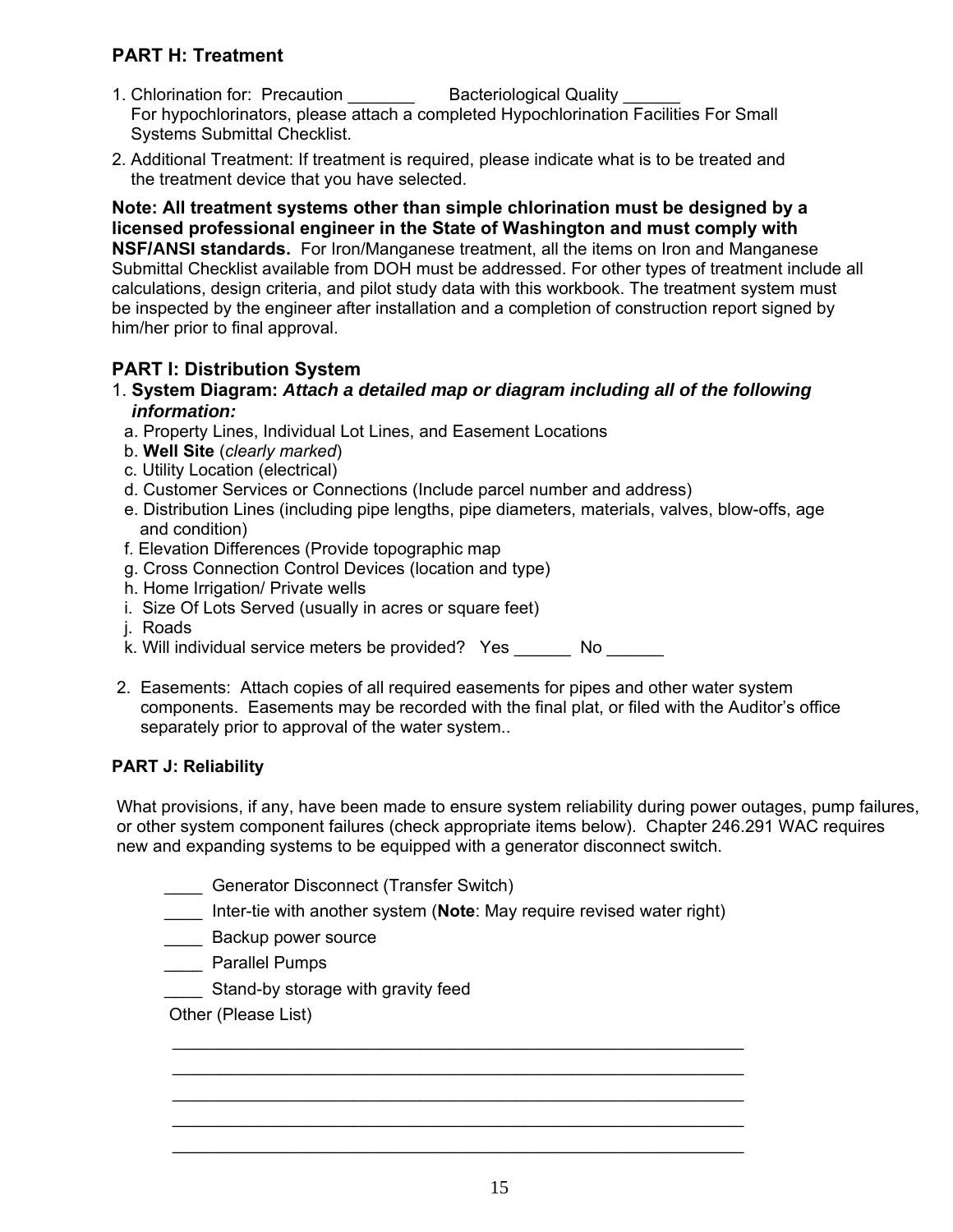## PART H: Treatment

1. Chlorination for: Precaution _______ Bacteriological Quality ______
   For hypochlorinators, please attach a completed Hypochlorination Facilities For Small Systems Submittal Checklist.
2. Additional Treatment: If treatment is required, please indicate what is to be treated and the treatment device that you have selected.

**Note: All treatment systems other than simple chlorination must be designed by a licensed professional engineer in the State of Washington and must comply with NSF/ANSI standards.** For Iron/Manganese treatment, all the items on Iron and Manganese Submittal Checklist available from DOH must be addressed. For other types of treatment include all calculations, design criteria, and pilot study data with this workbook. The treatment system must be inspected by the engineer after installation and a completion of construction report signed by him/her prior to final approval.

## PART I: Distribution System

1. **System Diagram:** ***Attach a detailed map or diagram including all of the following information:***
   a. Property Lines, Individual Lot Lines, and Easement Locations
   b. **Well Site** (*clearly marked*)
   c. Utility Location (electrical)
   d. Customer Services or Connections (Include parcel number and address)
   e. Distribution Lines (including pipe lengths, pipe diameters, materials, valves, blow-offs, age and condition)
   f. Elevation Differences (Provide topographic map
   g. Cross Connection Control Devices (location and type)
   h. Home Irrigation/ Private wells
   i. Size Of Lots Served (usually in acres or square feet)
   j. Roads
   k. Will individual service meters be provided? Yes ______ No ______

2. Easements: Attach copies of all required easements for pipes and other water system components. Easements may be recorded with the final plat, or filed with the Auditor's office separately prior to approval of the water system..

## PART J: Reliability

What provisions, if any, have been made to ensure system reliability during power outages, pump failures, or other system component failures (check appropriate items below). Chapter 246.291 WAC requires new and expanding systems to be equipped with a generator disconnect switch.

____ Generator Disconnect (Transfer Switch)
____ Inter-tie with another system (**Note**: May require revised water right)
____ Backup power source
____ Parallel Pumps
____ Stand-by storage with gravity feed

Other (Please List)

_______________________________________________________________
_______________________________________________________________
_______________________________________________________________
_______________________________________________________________
_______________________________________________________________